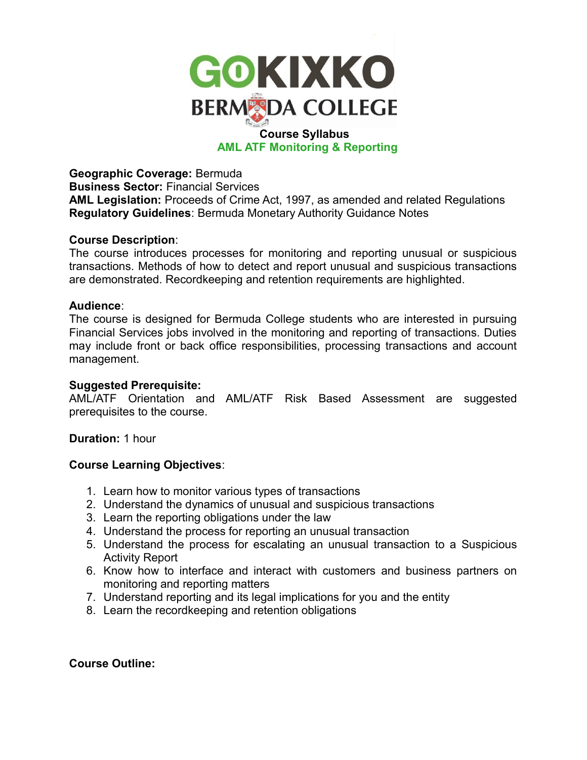# GOKIXKO
# BERMUDA COLLEGE

**Course Syllabus**

**AML ATF Monitoring & Reporting**

**Geographic Coverage:** Bermuda
**Business Sector:** Financial Services
**AML Legislation:** Proceeds of Crime Act, 1997, as amended and related Regulations
**Regulatory Guidelines**: Bermuda Monetary Authority Guidance Notes

**Course Description**:
The course introduces processes for monitoring and reporting unusual or suspicious transactions. Methods of how to detect and report unusual and suspicious transactions are demonstrated. Recordkeeping and retention requirements are highlighted.

**Audience**:
The course is designed for Bermuda College students who are interested in pursuing Financial Services jobs involved in the monitoring and reporting of transactions. Duties may include front or back office responsibilities, processing transactions and account management.

**Suggested Prerequisite:**
AML/ATF Orientation and AML/ATF Risk Based Assessment are suggested prerequisites to the course.

**Duration:** 1 hour

**Course Learning Objectives**:

1. Learn how to monitor various types of transactions
2. Understand the dynamics of unusual and suspicious transactions
3. Learn the reporting obligations under the law
4. Understand the process for reporting an unusual transaction
5. Understand the process for escalating an unusual transaction to a Suspicious Activity Report
6. Know how to interface and interact with customers and business partners on monitoring and reporting matters
7. Understand reporting and its legal implications for you and the entity
8. Learn the recordkeeping and retention obligations

**Course Outline:**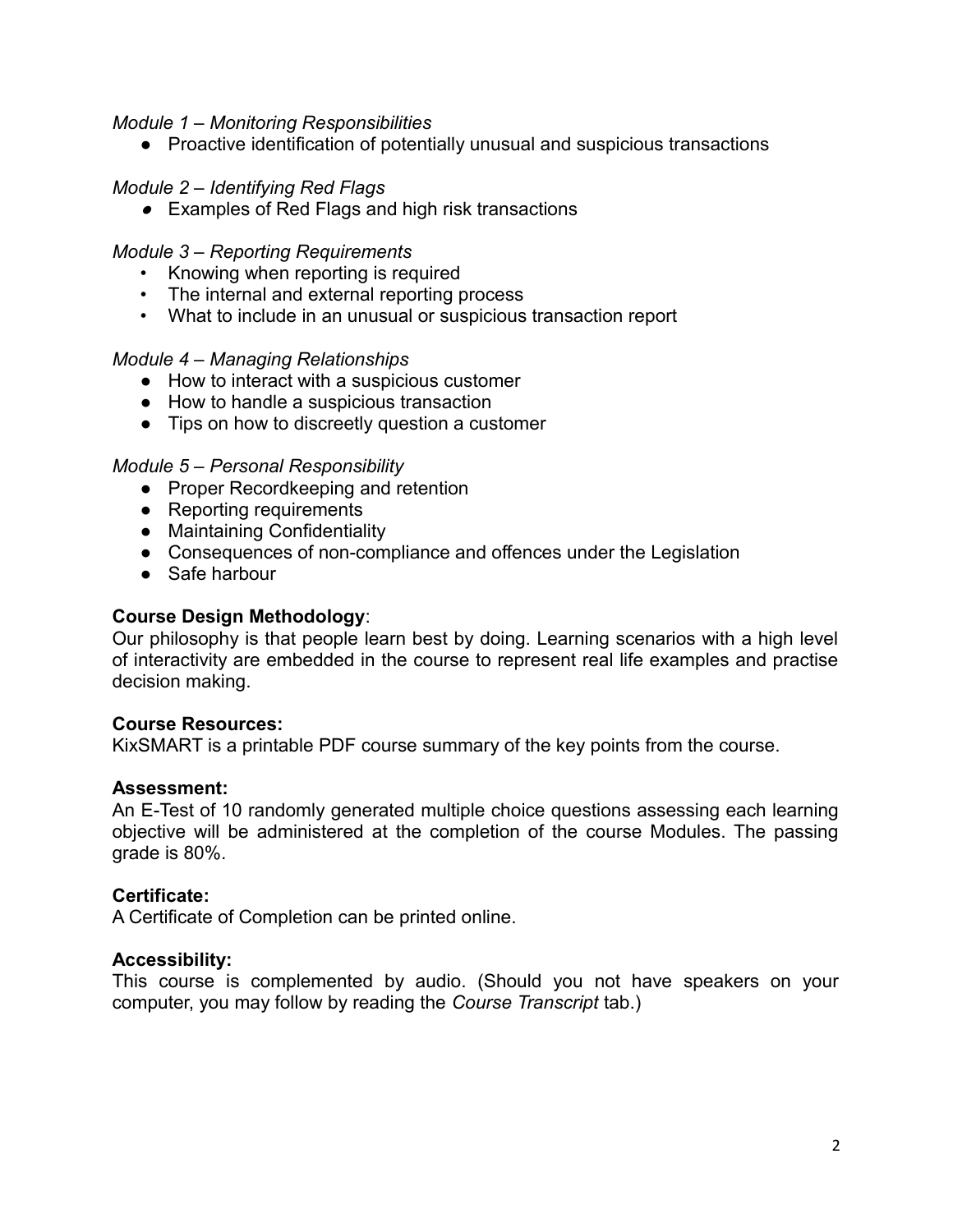*Module 1 – Monitoring Responsibilities*

- Proactive identification of potentially unusual and suspicious transactions

*Module 2 – Identifying Red Flags*

- Examples of Red Flags and high risk transactions

*Module 3 – Reporting Requirements*

- Knowing when reporting is required
- The internal and external reporting process
- What to include in an unusual or suspicious transaction report

*Module 4 – Managing Relationships*

- How to interact with a suspicious customer
- How to handle a suspicious transaction
- Tips on how to discreetly question a customer

*Module 5 – Personal Responsibility*

- Proper Recordkeeping and retention
- Reporting requirements
- Maintaining Confidentiality
- Consequences of non-compliance and offences under the Legislation
- Safe harbour

**Course Design Methodology**:
Our philosophy is that people learn best by doing. Learning scenarios with a high level of interactivity are embedded in the course to represent real life examples and practise decision making.

**Course Resources:**
KixSMART is a printable PDF course summary of the key points from the course.

**Assessment:**
An E-Test of 10 randomly generated multiple choice questions assessing each learning objective will be administered at the completion of the course Modules. The passing grade is 80%.

**Certificate:**
A Certificate of Completion can be printed online.

**Accessibility:**
This course is complemented by audio. (Should you not have speakers on your computer, you may follow by reading the *Course Transcript* tab.)